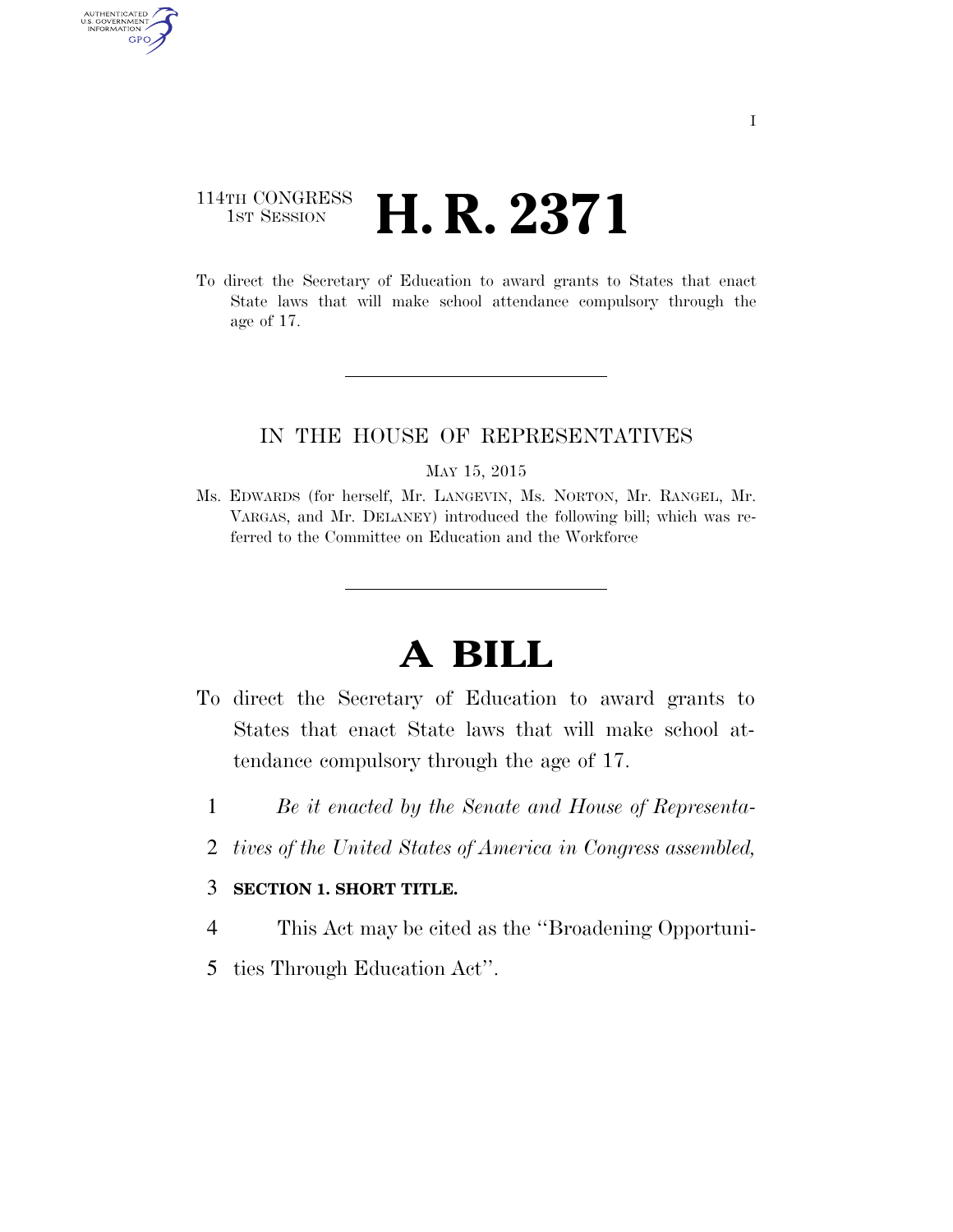114TH CONGRESS
1ST SESSION

# H. R. 2371

To direct the Secretary of Education to award grants to States that enact State laws that will make school attendance compulsory through the age of 17.

IN THE HOUSE OF REPRESENTATIVES

MAY 15, 2015

Ms. EDWARDS (for herself, Mr. LANGEVIN, Ms. NORTON, Mr. RANGEL, Mr. VARGAS, and Mr. DELANEY) introduced the following bill; which was referred to the Committee on Education and the Workforce

# A BILL

To direct the Secretary of Education to award grants to States that enact State laws that will make school attendance compulsory through the age of 17.

1 *Be it enacted by the Senate and House of Representa-*
2 *tives of the United States of America in Congress assembled,*

3 **SECTION 1. SHORT TITLE.**

4 This Act may be cited as the ''Broadening Opportuni-
5 ties Through Education Act''.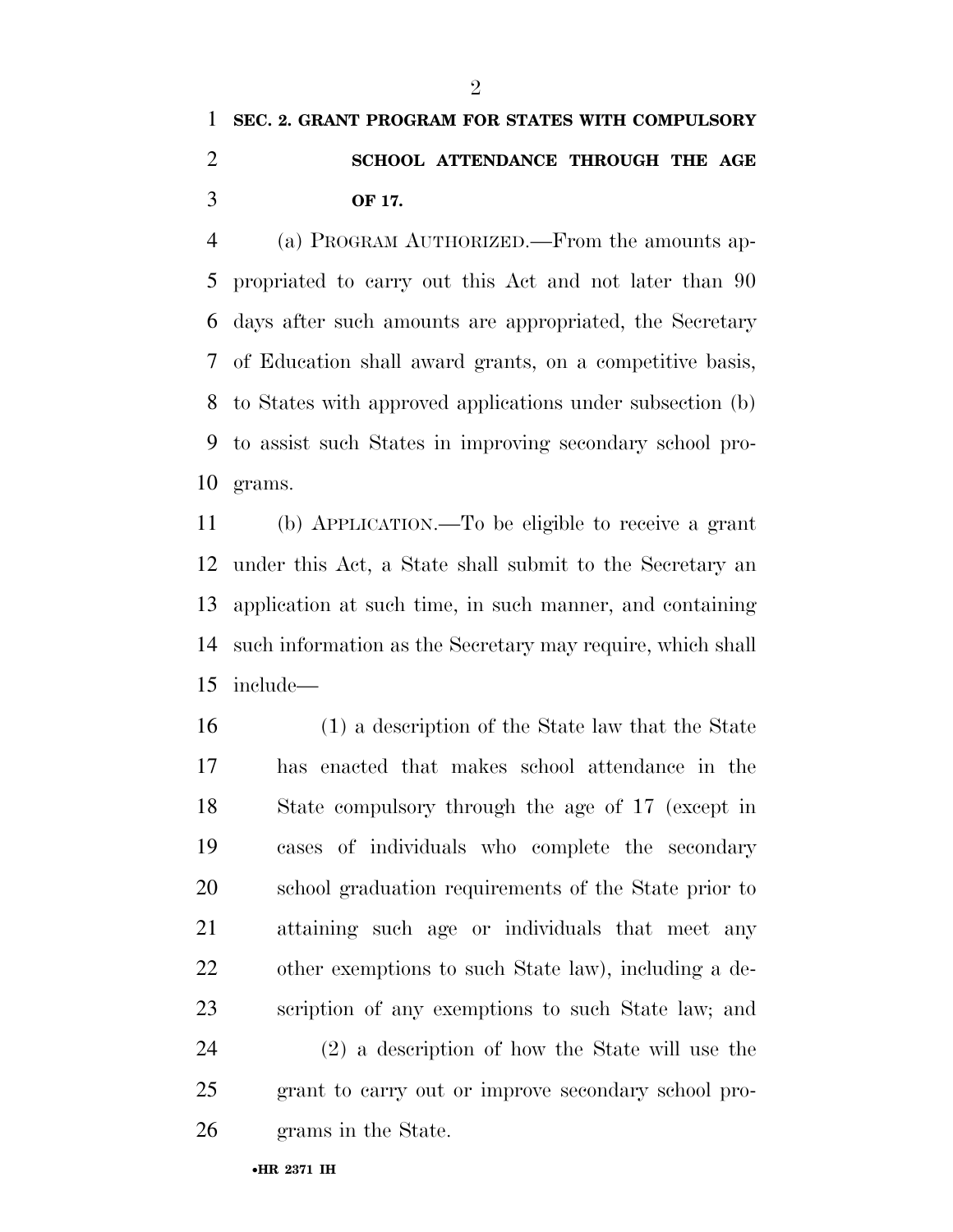**SEC. 2. GRANT PROGRAM FOR STATES WITH COMPULSORY SCHOOL ATTENDANCE THROUGH THE AGE OF 17.**

(a) PROGRAM AUTHORIZED.—From the amounts appropriated to carry out this Act and not later than 90 days after such amounts are appropriated, the Secretary of Education shall award grants, on a competitive basis, to States with approved applications under subsection (b) to assist such States in improving secondary school programs.

(b) APPLICATION.—To be eligible to receive a grant under this Act, a State shall submit to the Secretary an application at such time, in such manner, and containing such information as the Secretary may require, which shall include—

(1) a description of the State law that the State has enacted that makes school attendance in the State compulsory through the age of 17 (except in cases of individuals who complete the secondary school graduation requirements of the State prior to attaining such age or individuals that meet any other exemptions to such State law), including a description of any exemptions to such State law; and

(2) a description of how the State will use the grant to carry out or improve secondary school programs in the State.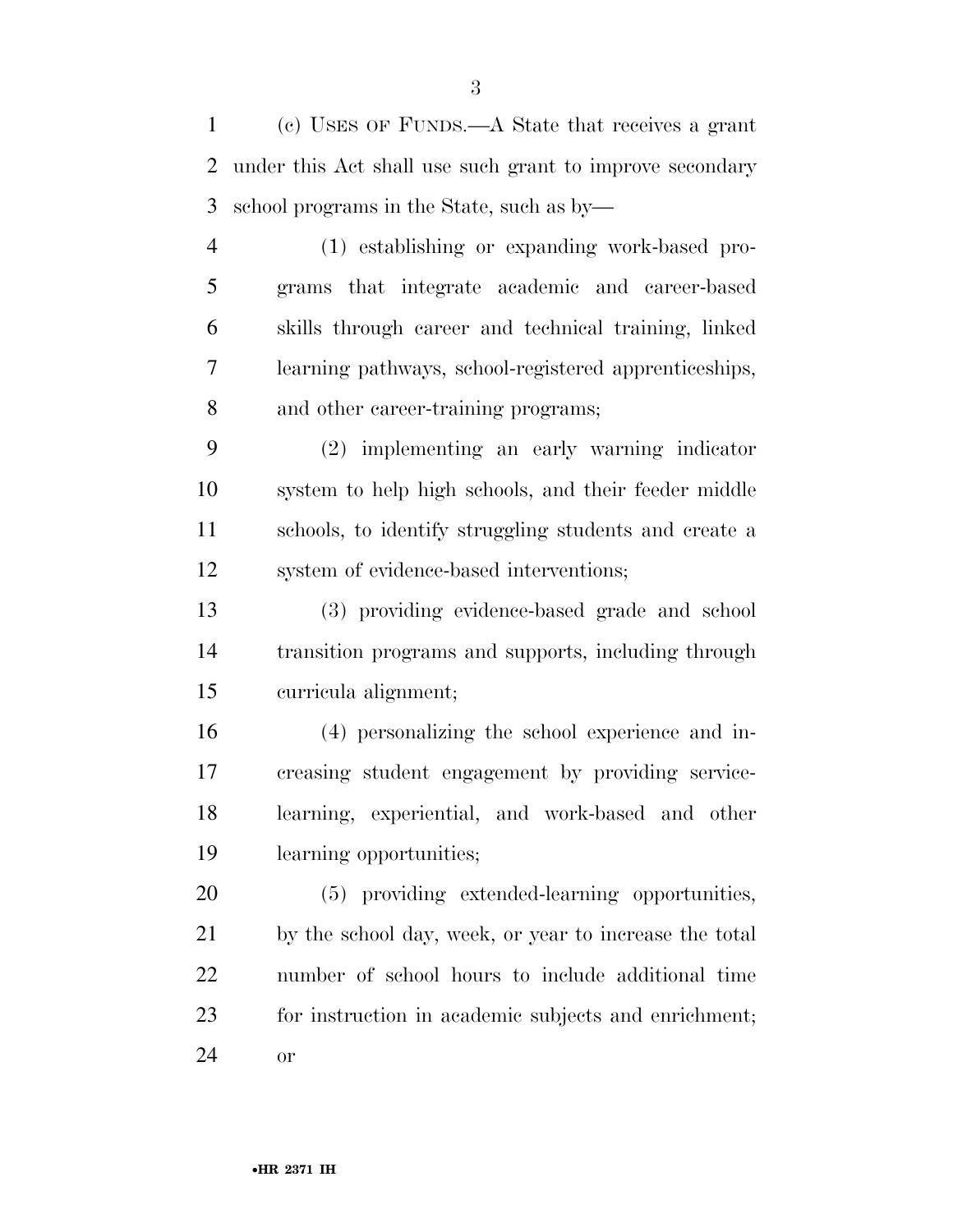(c) USES OF FUNDS.—A State that receives a grant under this Act shall use such grant to improve secondary school programs in the State, such as by—

(1) establishing or expanding work-based programs that integrate academic and career-based skills through career and technical training, linked learning pathways, school-registered apprenticeships, and other career-training programs;

(2) implementing an early warning indicator system to help high schools, and their feeder middle schools, to identify struggling students and create a system of evidence-based interventions;

(3) providing evidence-based grade and school transition programs and supports, including through curricula alignment;

(4) personalizing the school experience and increasing student engagement by providing service-learning, experiential, and work-based and other learning opportunities;

(5) providing extended-learning opportunities, by the school day, week, or year to increase the total number of school hours to include additional time for instruction in academic subjects and enrichment; or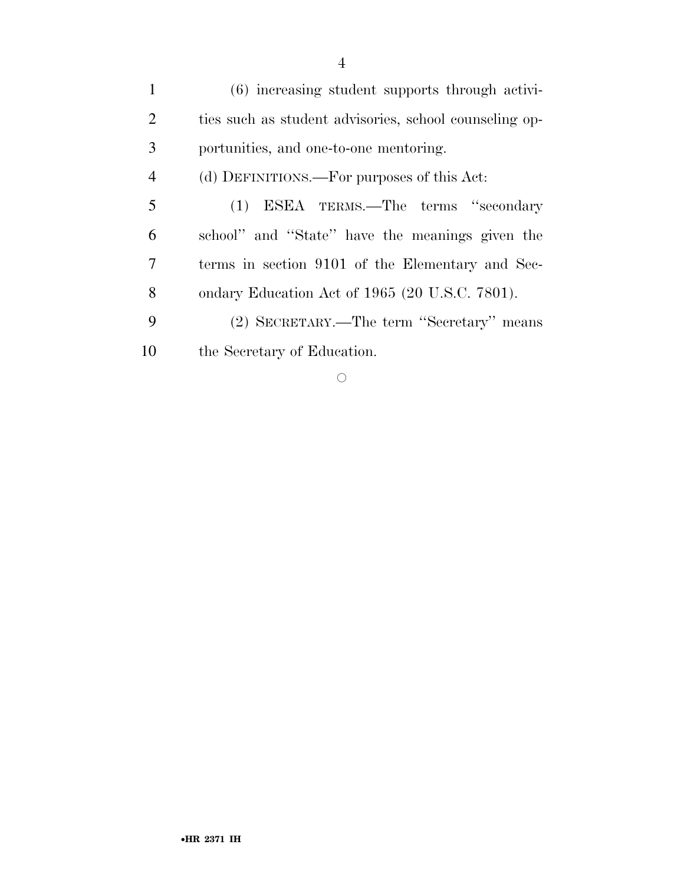(6) increasing student supports through activities such as student advisories, school counseling opportunities, and one-to-one mentoring.

(d) DEFINITIONS.—For purposes of this Act:

(1) ESEA TERMS.—The terms ''secondary school'' and ''State'' have the meanings given the terms in section 9101 of the Elementary and Secondary Education Act of 1965 (20 U.S.C. 7801).

(2) SECRETARY.—The term ''Secretary'' means the Secretary of Education.

○